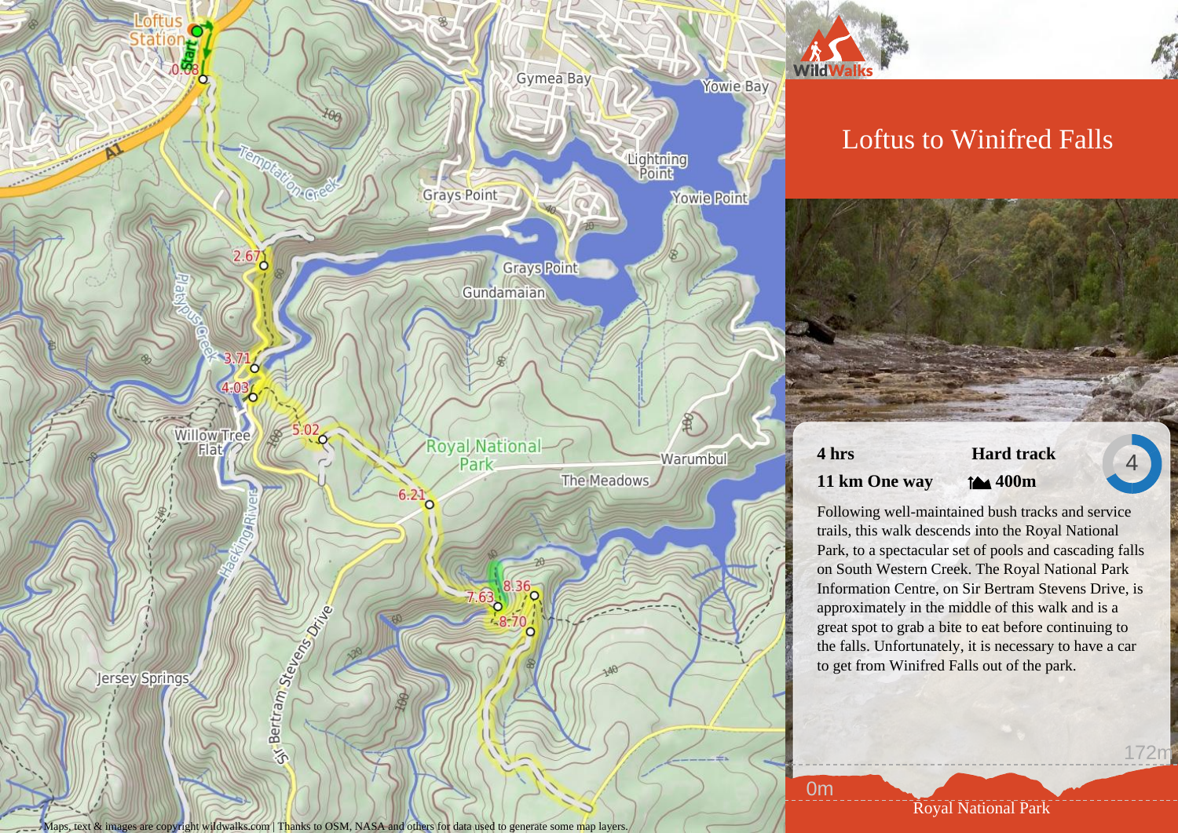# Loftus to Winifred Falls

**4 hrs** **Hard track** 4

**11 km One way** **400m**

Following well-maintained bush tracks and service trails, this walk descends into the Royal National Park, to a spectacular set of pools and cascading falls on South Western Creek. The Royal National Park Information Centre, on Sir Bertram Stevens Drive, is approximately in the middle of this walk and is a great spot to grab a bite to eat before continuing to the falls. Unfortunately, it is necessary to have a car to get from Winifred Falls out of the park.

172m

0m

Royal National Park

Maps, text & images are copyright wildwalks.com | Thanks to OSM, NASA and others for data used to generate some map layers.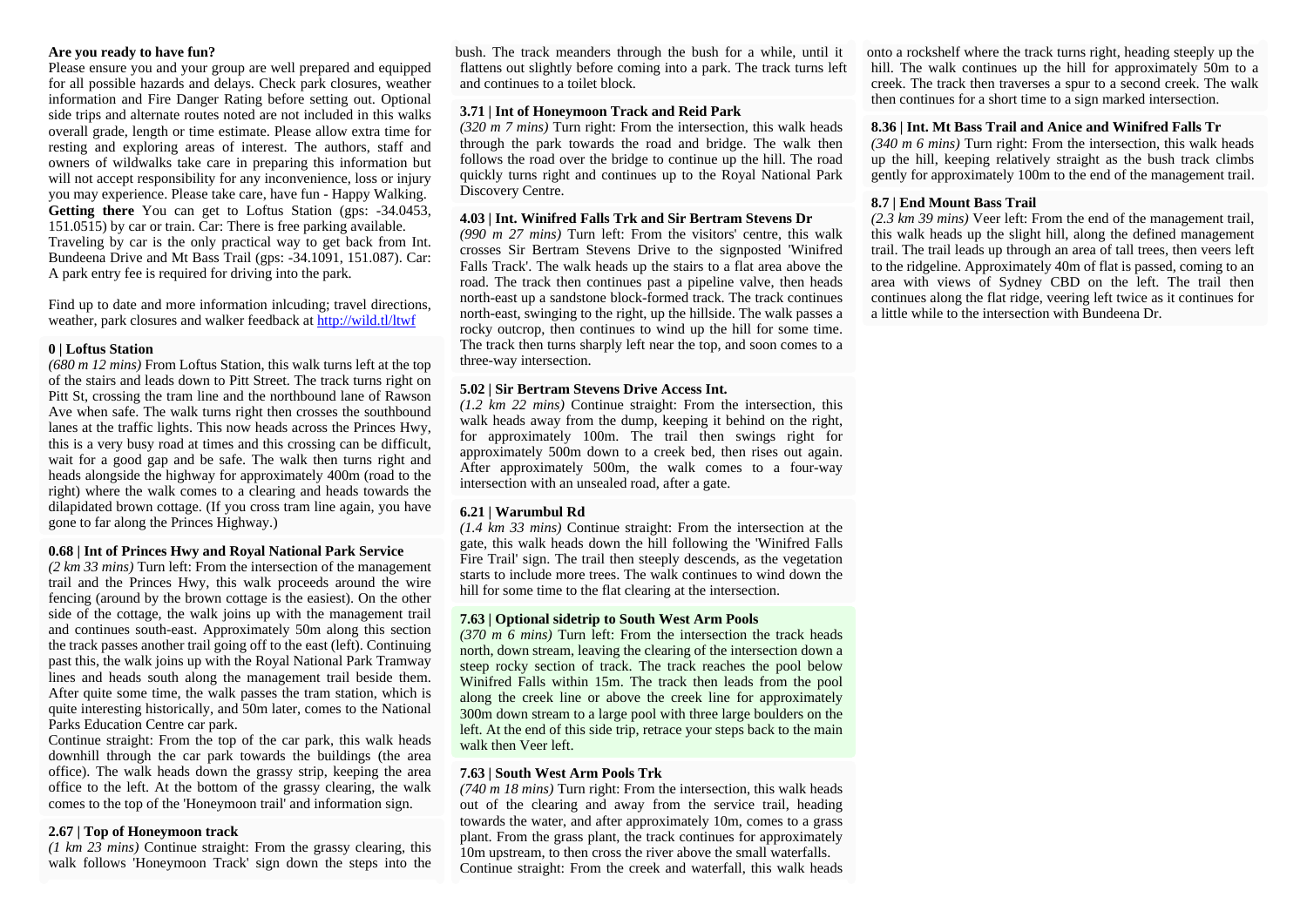**Are you ready to have fun?**

Please ensure you and your group are well prepared and equipped for all possible hazards and delays. Check park closures, weather information and Fire Danger Rating before setting out. Optional side trips and alternate routes noted are not included in this walks overall grade, length or time estimate. Please allow extra time for resting and exploring areas of interest. The authors, staff and owners of wildwalks take care in preparing this information but will not accept responsibility for any inconvenience, loss or injury you may experience. Please take care, have fun - Happy Walking.

**Getting there** You can get to Loftus Station (gps: -34.0453, 151.0515) by car or train. Car: There is free parking available.

Traveling by car is the only practical way to get back from Int. Bundeena Drive and Mt Bass Trail (gps: -34.1091, 151.087). Car: A park entry fee is required for driving into the park.

Find up to date and more information inlcuding; travel directions, weather, park closures and walker feedback at http://wild.tl/ltwf

**0 | Loftus Station**

*(680 m 12 mins)* From Loftus Station, this walk turns left at the top of the stairs and leads down to Pitt Street. The track turns right on Pitt St, crossing the tram line and the northbound lane of Rawson Ave when safe. The walk turns right then crosses the southbound lanes at the traffic lights. This now heads across the Princes Hwy, this is a very busy road at times and this crossing can be difficult, wait for a good gap and be safe. The walk then turns right and heads alongside the highway for approximately 400m (road to the right) where the walk comes to a clearing and heads towards the dilapidated brown cottage. (If you cross tram line again, you have gone to far along the Princes Highway.)

**0.68 | Int of Princes Hwy and Royal National Park Service**

*(2 km 33 mins)* Turn left: From the intersection of the management trail and the Princes Hwy, this walk proceeds around the wire fencing (around by the brown cottage is the easiest). On the other side of the cottage, the walk joins up with the management trail and continues south-east. Approximately 50m along this section the track passes another trail going off to the east (left). Continuing past this, the walk joins up with the Royal National Park Tramway lines and heads south along the management trail beside them. After quite some time, the walk passes the tram station, which is quite interesting historically, and 50m later, comes to the National Parks Education Centre car park.

Continue straight: From the top of the car park, this walk heads downhill through the car park towards the buildings (the area office). The walk heads down the grassy strip, keeping the area office to the left. At the bottom of the grassy clearing, the walk comes to the top of the 'Honeymoon trail' and information sign.

**2.67 | Top of Honeymoon track**

*(1 km 23 mins)* Continue straight: From the grassy clearing, this walk follows 'Honeymoon Track' sign down the steps into the bush. The track meanders through the bush for a while, until it flattens out slightly before coming into a park. The track turns left and continues to a toilet block.

**3.71 | Int of Honeymoon Track and Reid Park**

*(320 m 7 mins)* Turn right: From the intersection, this walk heads through the park towards the road and bridge. The walk then follows the road over the bridge to continue up the hill. The road quickly turns right and continues up to the Royal National Park Discovery Centre.

**4.03 | Int. Winifred Falls Trk and Sir Bertram Stevens Dr**

*(990 m 27 mins)* Turn left: From the visitors' centre, this walk crosses Sir Bertram Stevens Drive to the signposted 'Winifred Falls Track'. The walk heads up the stairs to a flat area above the road. The track then continues past a pipeline valve, then heads north-east up a sandstone block-formed track. The track continues north-east, swinging to the right, up the hillside. The walk passes a rocky outcrop, then continues to wind up the hill for some time. The track then turns sharply left near the top, and soon comes to a three-way intersection.

**5.02 | Sir Bertram Stevens Drive Access Int.**

*(1.2 km 22 mins)* Continue straight: From the intersection, this walk heads away from the dump, keeping it behind on the right, for approximately 100m. The trail then swings right for approximately 500m down to a creek bed, then rises out again. After approximately 500m, the walk comes to a four-way intersection with an unsealed road, after a gate.

**6.21 | Warumbul Rd**

*(1.4 km 33 mins)* Continue straight: From the intersection at the gate, this walk heads down the hill following the 'Winifred Falls Fire Trail' sign. The trail then steeply descends, as the vegetation starts to include more trees. The walk continues to wind down the hill for some time to the flat clearing at the intersection.

**7.63 | Optional sidetrip to South West Arm Pools**

*(370 m 6 mins)* Turn left: From the intersection the track heads north, down stream, leaving the clearing of the intersection down a steep rocky section of track. The track reaches the pool below Winifred Falls within 15m. The track then leads from the pool along the creek line or above the creek line for approximately 300m down stream to a large pool with three large boulders on the left. At the end of this side trip, retrace your steps back to the main walk then Veer left.

**7.63 | South West Arm Pools Trk**

*(740 m 18 mins)* Turn right: From the intersection, this walk heads out of the clearing and away from the service trail, heading towards the water, and after approximately 10m, comes to a grass plant. From the grass plant, the track continues for approximately 10m upstream, to then cross the river above the small waterfalls.

Continue straight: From the creek and waterfall, this walk heads onto a rockshelf where the track turns right, heading steeply up the hill. The walk continues up the hill for approximately 50m to a creek. The track then traverses a spur to a second creek. The walk then continues for a short time to a sign marked intersection.

**8.36 | Int. Mt Bass Trail and Anice and Winifred Falls Tr**

*(340 m 6 mins)* Turn right: From the intersection, this walk heads up the hill, keeping relatively straight as the bush track climbs gently for approximately 100m to the end of the management trail.

**8.7 | End Mount Bass Trail**

*(2.3 km 39 mins)* Veer left: From the end of the management trail, this walk heads up the slight hill, along the defined management trail. The trail leads up through an area of tall trees, then veers left to the ridgeline. Approximately 40m of flat is passed, coming to an area with views of Sydney CBD on the left. The trail then continues along the flat ridge, veering left twice as it continues for a little while to the intersection with Bundeena Dr.